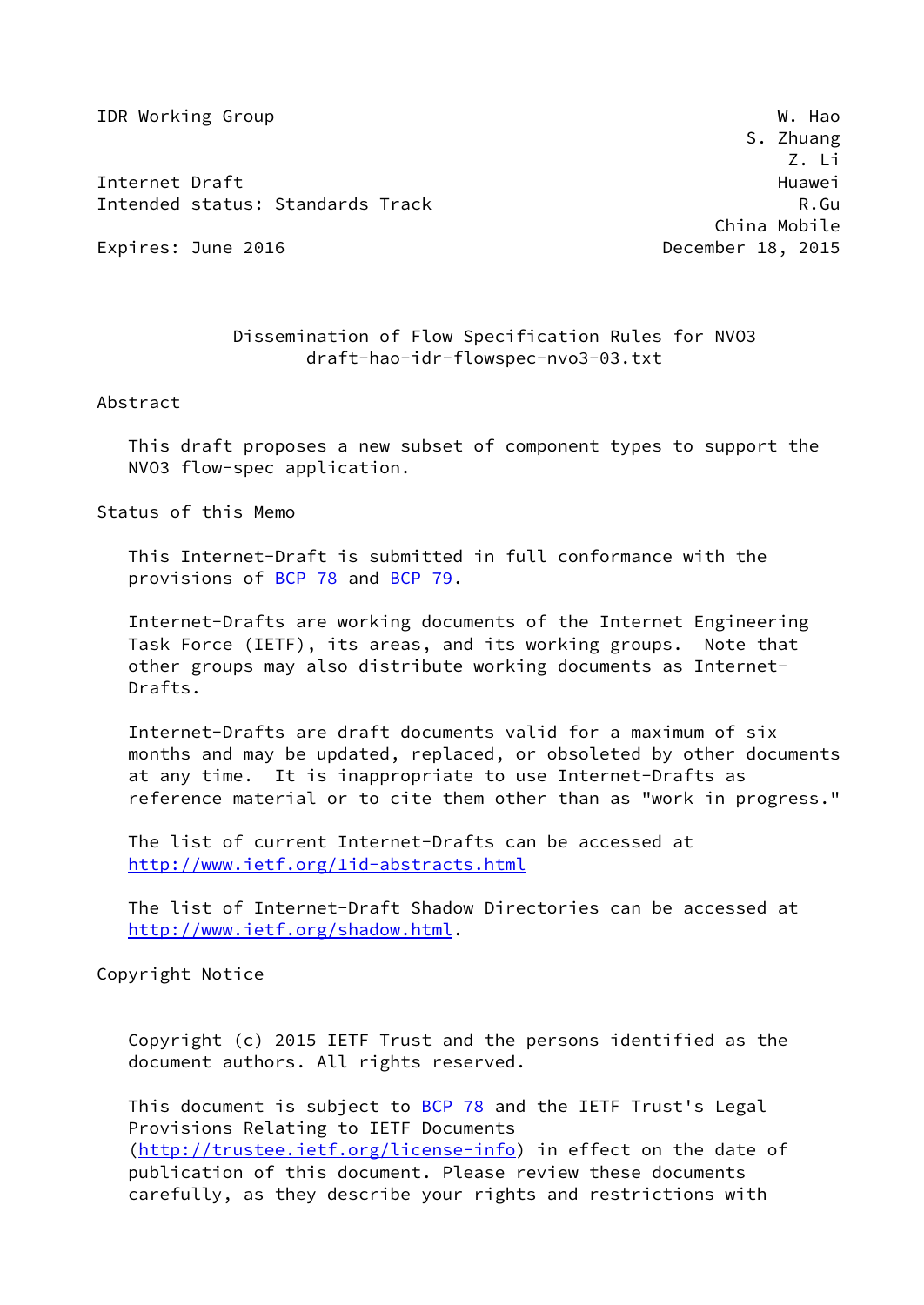IDR Working Group                                              W. Hao
                                                           S. Zhuang
                                                               Z. Li
Internet Draft                                                Huawei
Intended status: Standards Track                                R.Gu
                                                        China Mobile
Expires: June 2016                                 December 18, 2015

# Dissemination of Flow Specification Rules for NVO3

draft-hao-idr-flowspec-nvo3-03.txt

## Abstract

This draft proposes a new subset of component types to support the NVO3 flow-spec application.

## Status of this Memo

This Internet-Draft is submitted in full conformance with the provisions of BCP 78 and BCP 79.

Internet-Drafts are working documents of the Internet Engineering Task Force (IETF), its areas, and its working groups. Note that other groups may also distribute working documents as Internet-Drafts.

Internet-Drafts are draft documents valid for a maximum of six months and may be updated, replaced, or obsoleted by other documents at any time. It is inappropriate to use Internet-Drafts as reference material or to cite them other than as "work in progress."

The list of current Internet-Drafts can be accessed at http://www.ietf.org/1id-abstracts.html

The list of Internet-Draft Shadow Directories can be accessed at http://www.ietf.org/shadow.html.

## Copyright Notice

Copyright (c) 2015 IETF Trust and the persons identified as the document authors. All rights reserved.

This document is subject to BCP 78 and the IETF Trust's Legal Provisions Relating to IETF Documents (http://trustee.ietf.org/license-info) in effect on the date of publication of this document. Please review these documents carefully, as they describe your rights and restrictions with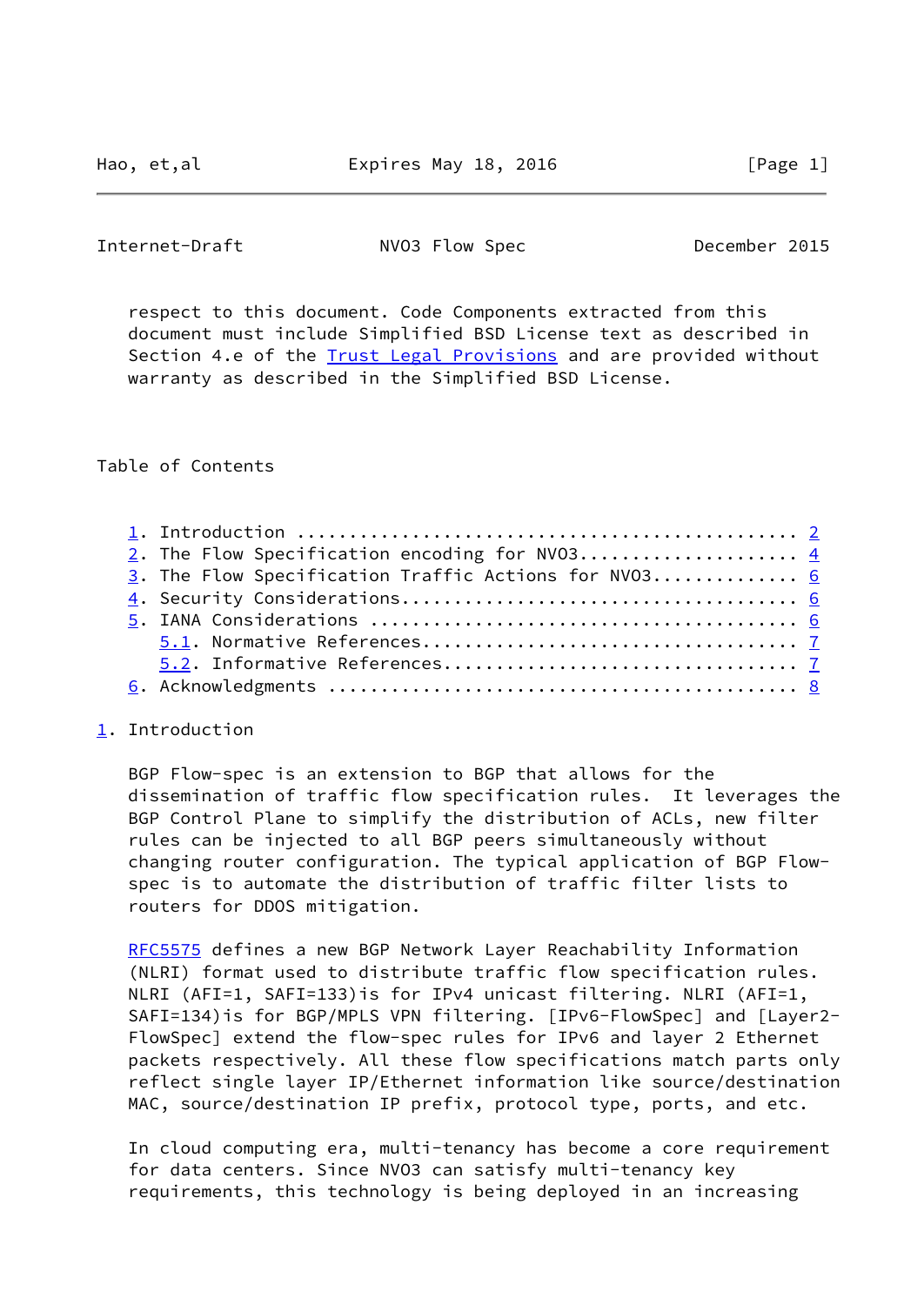respect to this document. Code Components extracted from this document must include Simplified BSD License text as described in Section 4.e of the Trust Legal Provisions and are provided without warranty as described in the Simplified BSD License.

Table of Contents

1. Introduction ............................................... 2
2. The Flow Specification encoding for NVO3.................... 4
3. The Flow Specification Traffic Actions for NVO3.............. 6
4. Security Considerations..................................... 6
5. IANA Considerations ........................................ 6
   5.1. Normative References.................................. 7
   5.2. Informative References................................ 7
6. Acknowledgments ............................................ 8

## 1. Introduction

BGP Flow-spec is an extension to BGP that allows for the dissemination of traffic flow specification rules. It leverages the BGP Control Plane to simplify the distribution of ACLs, new filter rules can be injected to all BGP peers simultaneously without changing router configuration. The typical application of BGP Flow-spec is to automate the distribution of traffic filter lists to routers for DDOS mitigation.

RFC5575 defines a new BGP Network Layer Reachability Information (NLRI) format used to distribute traffic flow specification rules. NLRI (AFI=1, SAFI=133)is for IPv4 unicast filtering. NLRI (AFI=1, SAFI=134)is for BGP/MPLS VPN filtering. [IPv6-FlowSpec] and [Layer2-FlowSpec] extend the flow-spec rules for IPv6 and layer 2 Ethernet packets respectively. All these flow specifications match parts only reflect single layer IP/Ethernet information like source/destination MAC, source/destination IP prefix, protocol type, ports, and etc.

In cloud computing era, multi-tenancy has become a core requirement for data centers. Since NVO3 can satisfy multi-tenancy key requirements, this technology is being deployed in an increasing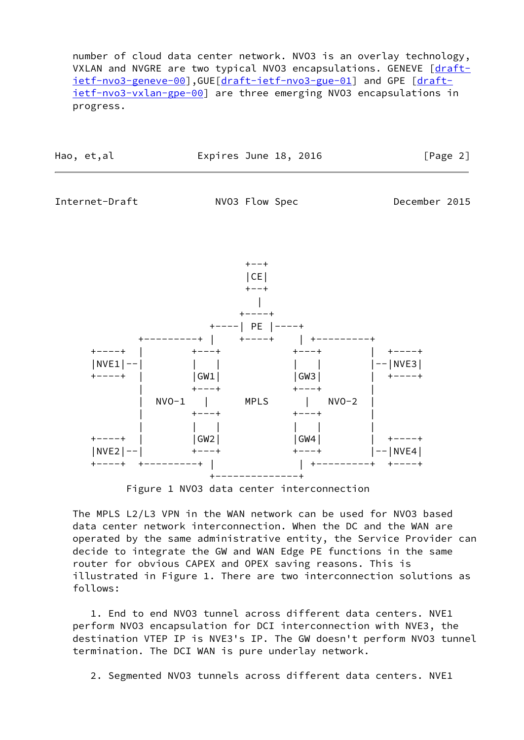number of cloud data center network. NVO3 is an overlay technology, VXLAN and NVGRE are two typical NVO3 encapsulations. GENEVE [draft-ietf-nvo3-geneve-00],GUE[draft-ietf-nvo3-gue-01] and GPE [draft-ietf-nvo3-vxlan-gpe-00] are three emerging NVO3 encapsulations in progress.

```
                                  +--+
                                  |CE|
                                  +--+
                                    |
                                 +----+
                            +----| PE |----+
                 +---------+ |    +----+    | +---------+
   +----+        |        +---+          +---+        |  +----+
   |NVE1|--|        |   |          |   |        |--|NVE3|
   +----+        |        |GW1|          |GW3|        |  +----+
                 |        +---+          +---+        |
                 |  NVO-1   |     MPLS     |   NVO-2  |
                 |        +---+          +---+        |
                 |        |   |          |   |        |
   +----+        |        |GW2|          |GW4|        |  +----+
   |NVE2|--|        +---+          +---+        |--|NVE4|
   +----+  +---------+ |                  | +---------+  +----+
                        +-----------------+
```

Figure 1 NVO3 data center interconnection

The MPLS L2/L3 VPN in the WAN network can be used for NVO3 based data center network interconnection. When the DC and the WAN are operated by the same administrative entity, the Service Provider can decide to integrate the GW and WAN Edge PE functions in the same router for obvious CAPEX and OPEX saving reasons. This is illustrated in Figure 1. There are two interconnection solutions as follows:

1. End to end NVO3 tunnel across different data centers. NVE1 perform NVO3 encapsulation for DCI interconnection with NVE3, the destination VTEP IP is NVE3's IP. The GW doesn't perform NVO3 tunnel termination. The DCI WAN is pure underlay network.

2. Segmented NVO3 tunnels across different data centers. NVE1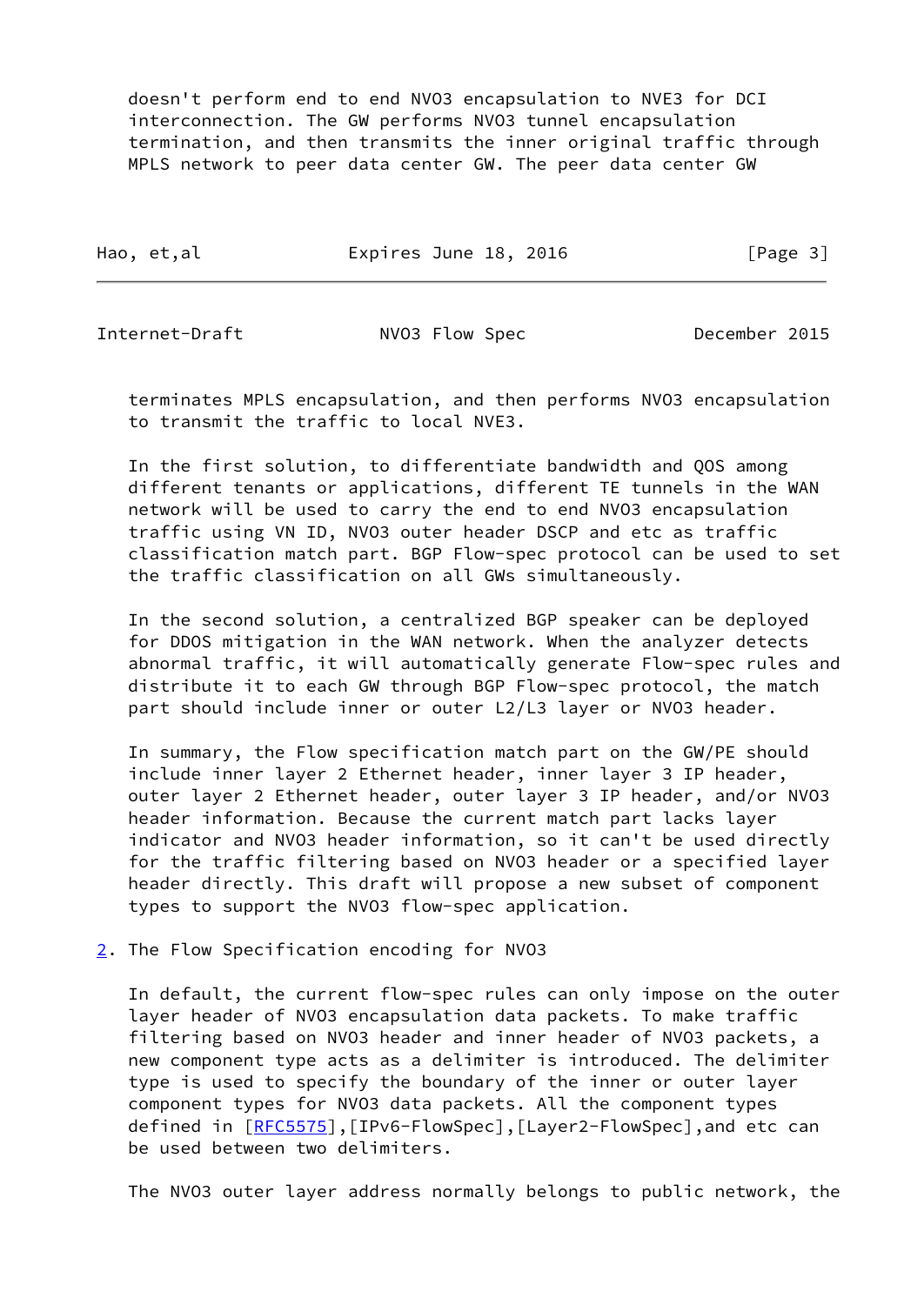doesn't perform end to end NVO3 encapsulation to NVE3 for DCI interconnection. The GW performs NVO3 tunnel encapsulation termination, and then transmits the inner original traffic through MPLS network to peer data center GW. The peer data center GW terminates MPLS encapsulation, and then performs NVO3 encapsulation to transmit the traffic to local NVE3.

In the first solution, to differentiate bandwidth and QOS among different tenants or applications, different TE tunnels in the WAN network will be used to carry the end to end NVO3 encapsulation traffic using VN ID, NVO3 outer header DSCP and etc as traffic classification match part. BGP Flow-spec protocol can be used to set the traffic classification on all GWs simultaneously.

In the second solution, a centralized BGP speaker can be deployed for DDOS mitigation in the WAN network. When the analyzer detects abnormal traffic, it will automatically generate Flow-spec rules and distribute it to each GW through BGP Flow-spec protocol, the match part should include inner or outer L2/L3 layer or NVO3 header.

In summary, the Flow specification match part on the GW/PE should include inner layer 2 Ethernet header, inner layer 3 IP header, outer layer 2 Ethernet header, outer layer 3 IP header, and/or NVO3 header information. Because the current match part lacks layer indicator and NVO3 header information, so it can't be used directly for the traffic filtering based on NVO3 header or a specified layer header directly. This draft will propose a new subset of component types to support the NVO3 flow-spec application.

## 2. The Flow Specification encoding for NVO3

In default, the current flow-spec rules can only impose on the outer layer header of NVO3 encapsulation data packets. To make traffic filtering based on NVO3 header and inner header of NVO3 packets, a new component type acts as a delimiter is introduced. The delimiter type is used to specify the boundary of the inner or outer layer component types for NVO3 data packets. All the component types defined in [RFC5575],[IPv6-FlowSpec],[Layer2-FlowSpec],and etc can be used between two delimiters.

The NVO3 outer layer address normally belongs to public network, the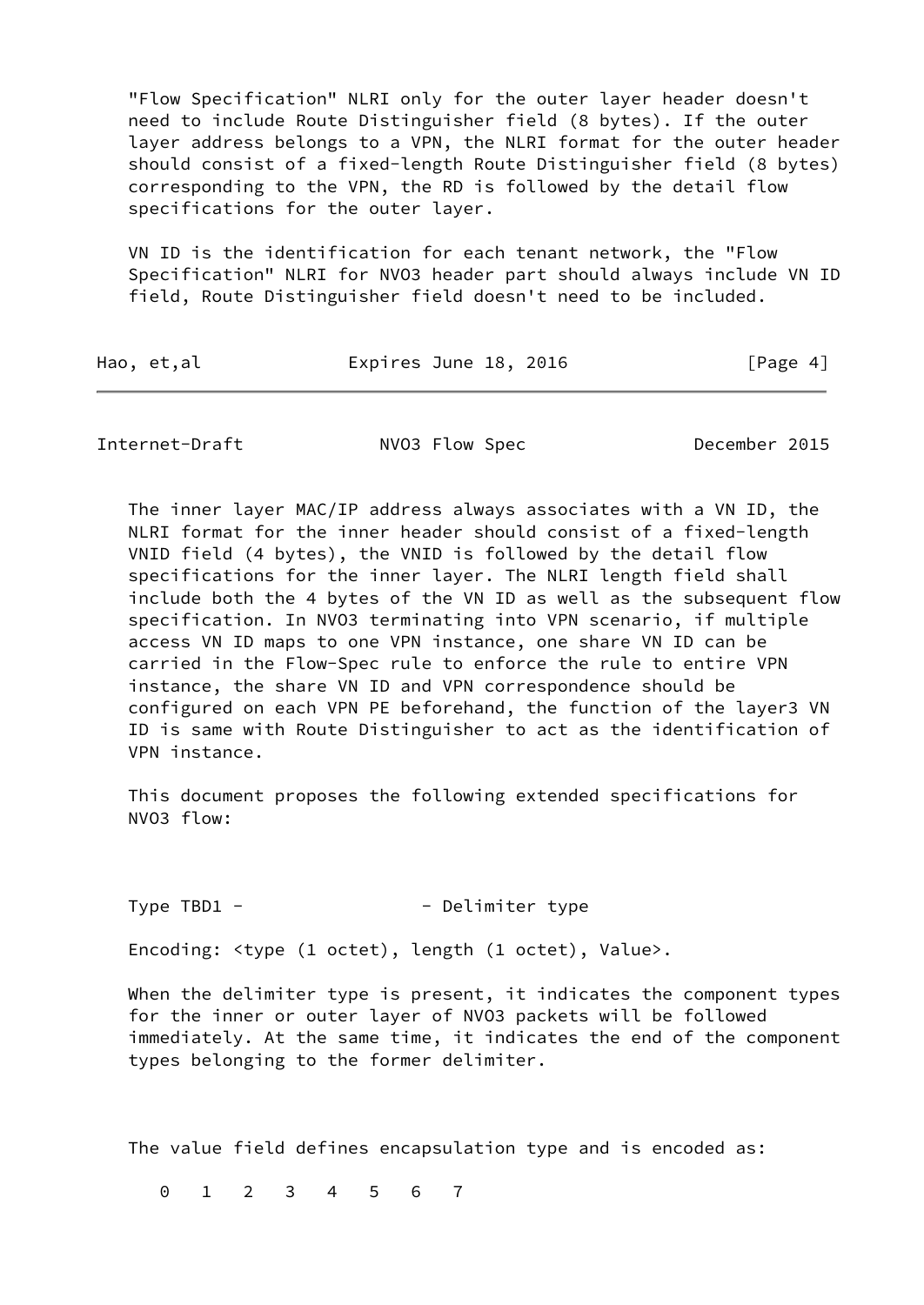"Flow Specification" NLRI only for the outer layer header doesn't need to include Route Distinguisher field (8 bytes). If the outer layer address belongs to a VPN, the NLRI format for the outer header should consist of a fixed-length Route Distinguisher field (8 bytes) corresponding to the VPN, the RD is followed by the detail flow specifications for the outer layer.

VN ID is the identification for each tenant network, the "Flow Specification" NLRI for NVO3 header part should always include VN ID field, Route Distinguisher field doesn't need to be included.

The inner layer MAC/IP address always associates with a VN ID, the NLRI format for the inner header should consist of a fixed-length VNID field (4 bytes), the VNID is followed by the detail flow specifications for the inner layer. The NLRI length field shall include both the 4 bytes of the VN ID as well as the subsequent flow specification. In NVO3 terminating into VPN scenario, if multiple access VN ID maps to one VPN instance, one share VN ID can be carried in the Flow-Spec rule to enforce the rule to entire VPN instance, the share VN ID and VPN correspondence should be configured on each VPN PE beforehand, the function of the layer3 VN ID is same with Route Distinguisher to act as the identification of VPN instance.

This document proposes the following extended specifications for NVO3 flow:

Type TBD1 -                - Delimiter type

Encoding: <type (1 octet), length (1 octet), Value>.

When the delimiter type is present, it indicates the component types for the inner or outer layer of NVO3 packets will be followed immediately. At the same time, it indicates the end of the component types belonging to the former delimiter.

The value field defines encapsulation type and is encoded as:

```
 0   1   2   3   4   5   6   7
```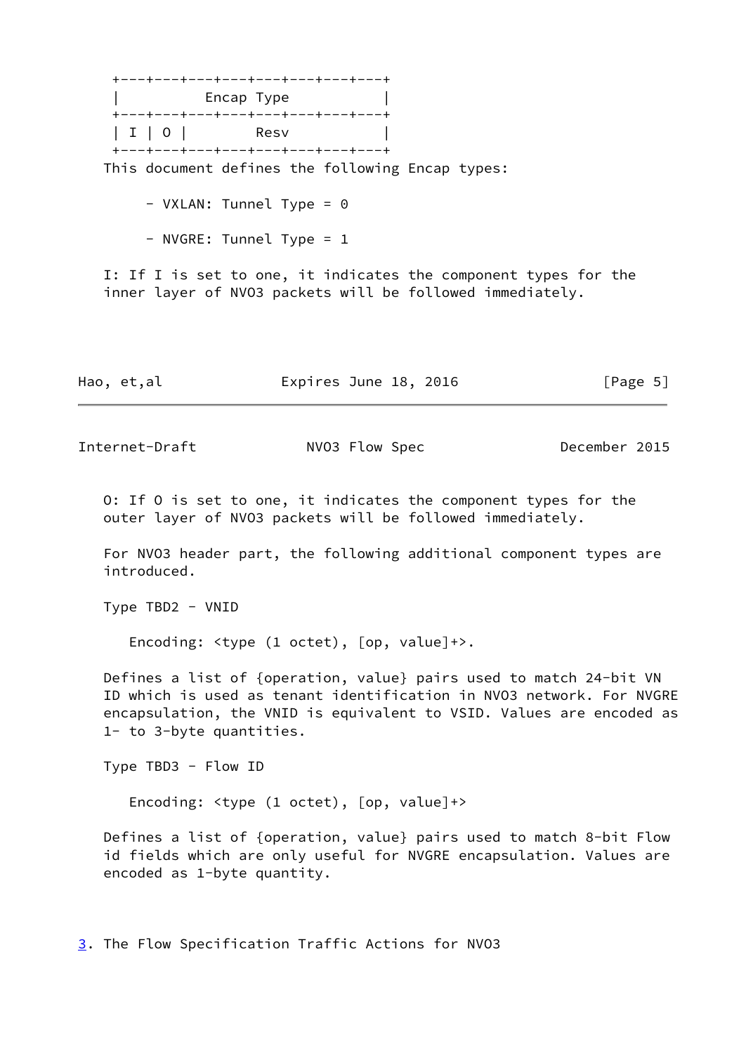```
+---+---+---+---+---+---+---+---+
|          Encap Type           |
+---+---+---+---+---+---+---+---+
| I | O |        Resv           |
+---+---+---+---+---+---+---+---+
```

This document defines the following Encap types:

- VXLAN: Tunnel Type = 0

- NVGRE: Tunnel Type = 1

I: If I is set to one, it indicates the component types for the inner layer of NVO3 packets will be followed immediately.

O: If O is set to one, it indicates the component types for the outer layer of NVO3 packets will be followed immediately.

For NVO3 header part, the following additional component types are introduced.

Type TBD2 - VNID

Encoding: <type (1 octet), [op, value]+>.

Defines a list of {operation, value} pairs used to match 24-bit VN ID which is used as tenant identification in NVO3 network. For NVGRE encapsulation, the VNID is equivalent to VSID. Values are encoded as 1- to 3-byte quantities.

Type TBD3 - Flow ID

Encoding: <type (1 octet), [op, value]+>

Defines a list of {operation, value} pairs used to match 8-bit Flow id fields which are only useful for NVGRE encapsulation. Values are encoded as 1-byte quantity.

## 3. The Flow Specification Traffic Actions for NVO3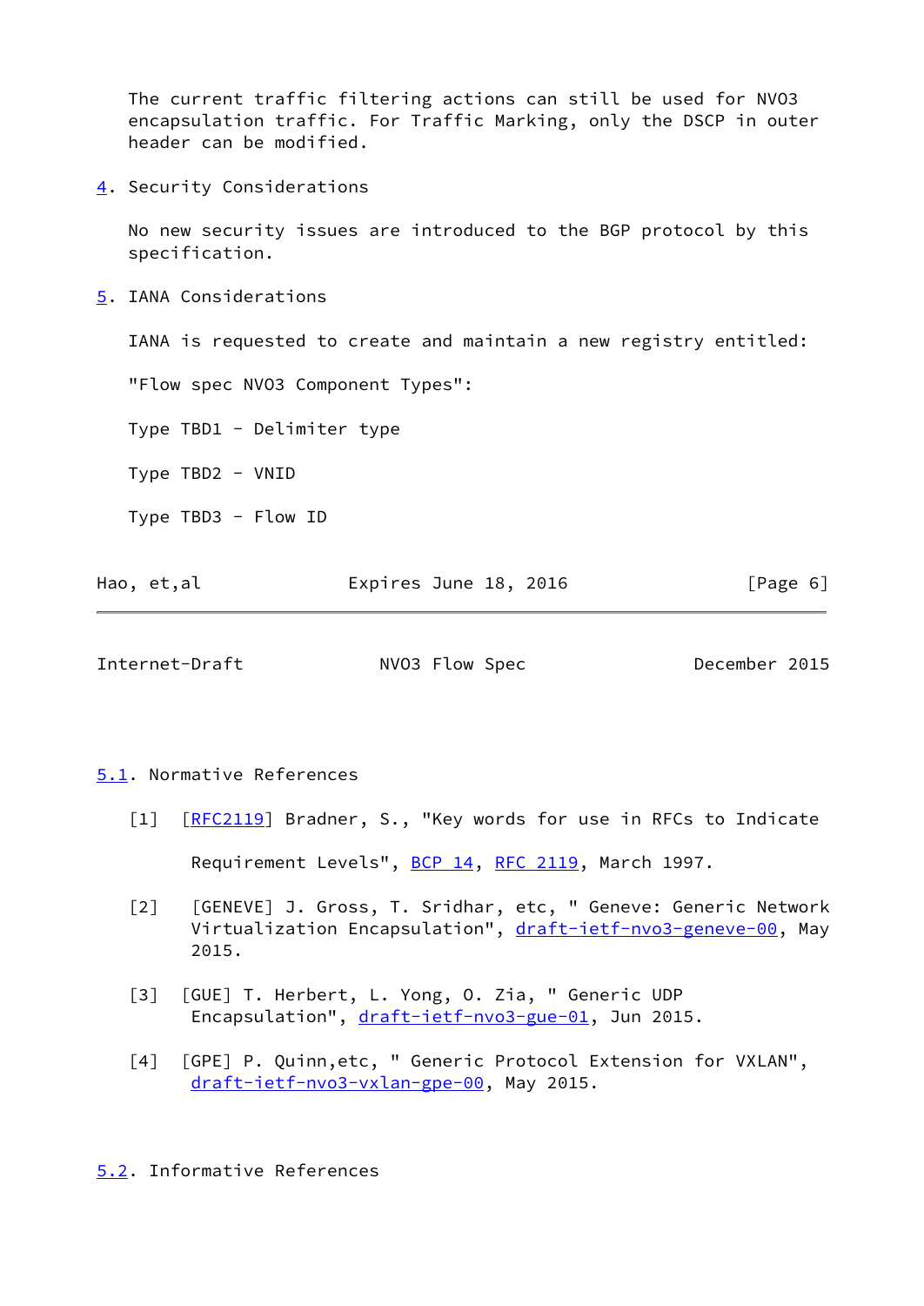The current traffic filtering actions can still be used for NVO3 encapsulation traffic. For Traffic Marking, only the DSCP in outer header can be modified.

## 4. Security Considerations

No new security issues are introduced to the BGP protocol by this specification.

## 5. IANA Considerations

IANA is requested to create and maintain a new registry entitled:

"Flow spec NVO3 Component Types":

Type TBD1 - Delimiter type

Type TBD2 - VNID

Type TBD3 - Flow ID

### 5.1. Normative References

[1] [RFC2119] Bradner, S., "Key words for use in RFCs to Indicate Requirement Levels", BCP 14, RFC 2119, March 1997.

[2] [GENEVE] J. Gross, T. Sridhar, etc, " Geneve: Generic Network Virtualization Encapsulation", draft-ietf-nvo3-geneve-00, May 2015.

[3] [GUE] T. Herbert, L. Yong, O. Zia, " Generic UDP Encapsulation", draft-ietf-nvo3-gue-01, Jun 2015.

[4] [GPE] P. Quinn,etc, " Generic Protocol Extension for VXLAN", draft-ietf-nvo3-vxlan-gpe-00, May 2015.

### 5.2. Informative References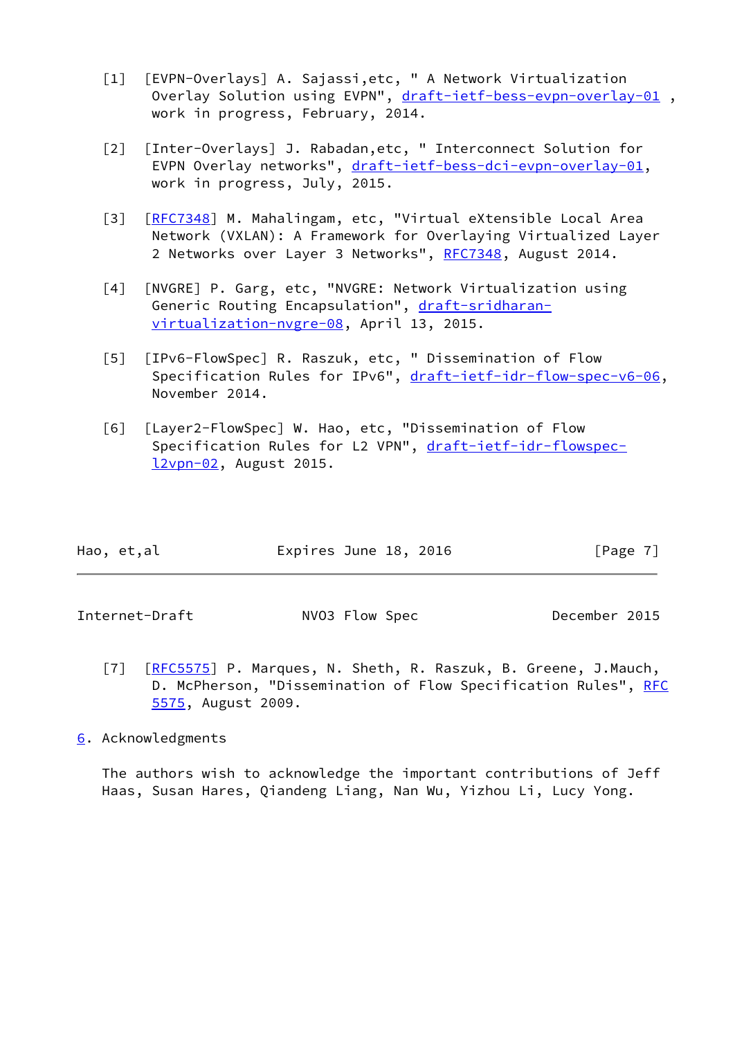[1] [EVPN-Overlays] A. Sajassi,etc, " A Network Virtualization Overlay Solution using EVPN", draft-ietf-bess-evpn-overlay-01 , work in progress, February, 2014.

[2] [Inter-Overlays] J. Rabadan,etc, " Interconnect Solution for EVPN Overlay networks", draft-ietf-bess-dci-evpn-overlay-01, work in progress, July, 2015.

[3] [RFC7348] M. Mahalingam, etc, "Virtual eXtensible Local Area Network (VXLAN): A Framework for Overlaying Virtualized Layer 2 Networks over Layer 3 Networks", RFC7348, August 2014.

[4] [NVGRE] P. Garg, etc, "NVGRE: Network Virtualization using Generic Routing Encapsulation", draft-sridharan-virtualization-nvgre-08, April 13, 2015.

[5] [IPv6-FlowSpec] R. Raszuk, etc, " Dissemination of Flow Specification Rules for IPv6", draft-ietf-idr-flow-spec-v6-06, November 2014.

[6] [Layer2-FlowSpec] W. Hao, etc, "Dissemination of Flow Specification Rules for L2 VPN", draft-ietf-idr-flowspec-l2vpn-02, August 2015.

[7] [RFC5575] P. Marques, N. Sheth, R. Raszuk, B. Greene, J.Mauch, D. McPherson, "Dissemination of Flow Specification Rules", RFC 5575, August 2009.

## 6. Acknowledgments

The authors wish to acknowledge the important contributions of Jeff Haas, Susan Hares, Qiandeng Liang, Nan Wu, Yizhou Li, Lucy Yong.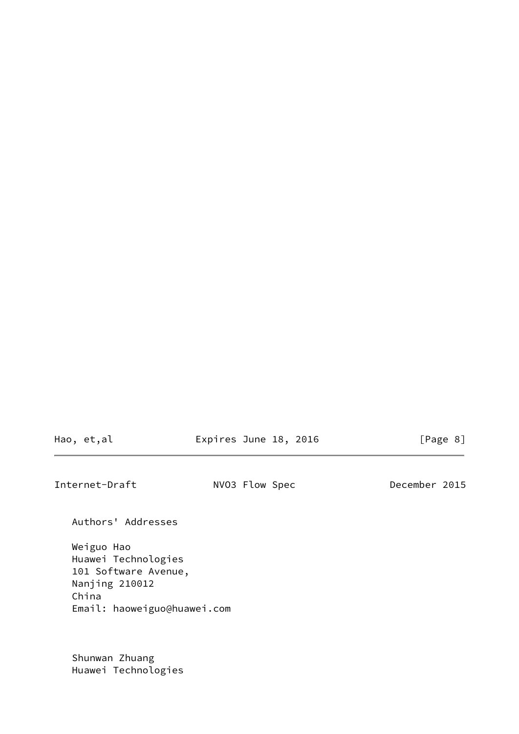## Authors' Addresses

Weiguo Hao
Huawei Technologies
101 Software Avenue,
Nanjing 210012
China
Email: haoweiguo@huawei.com

Shunwan Zhuang
Huawei Technologies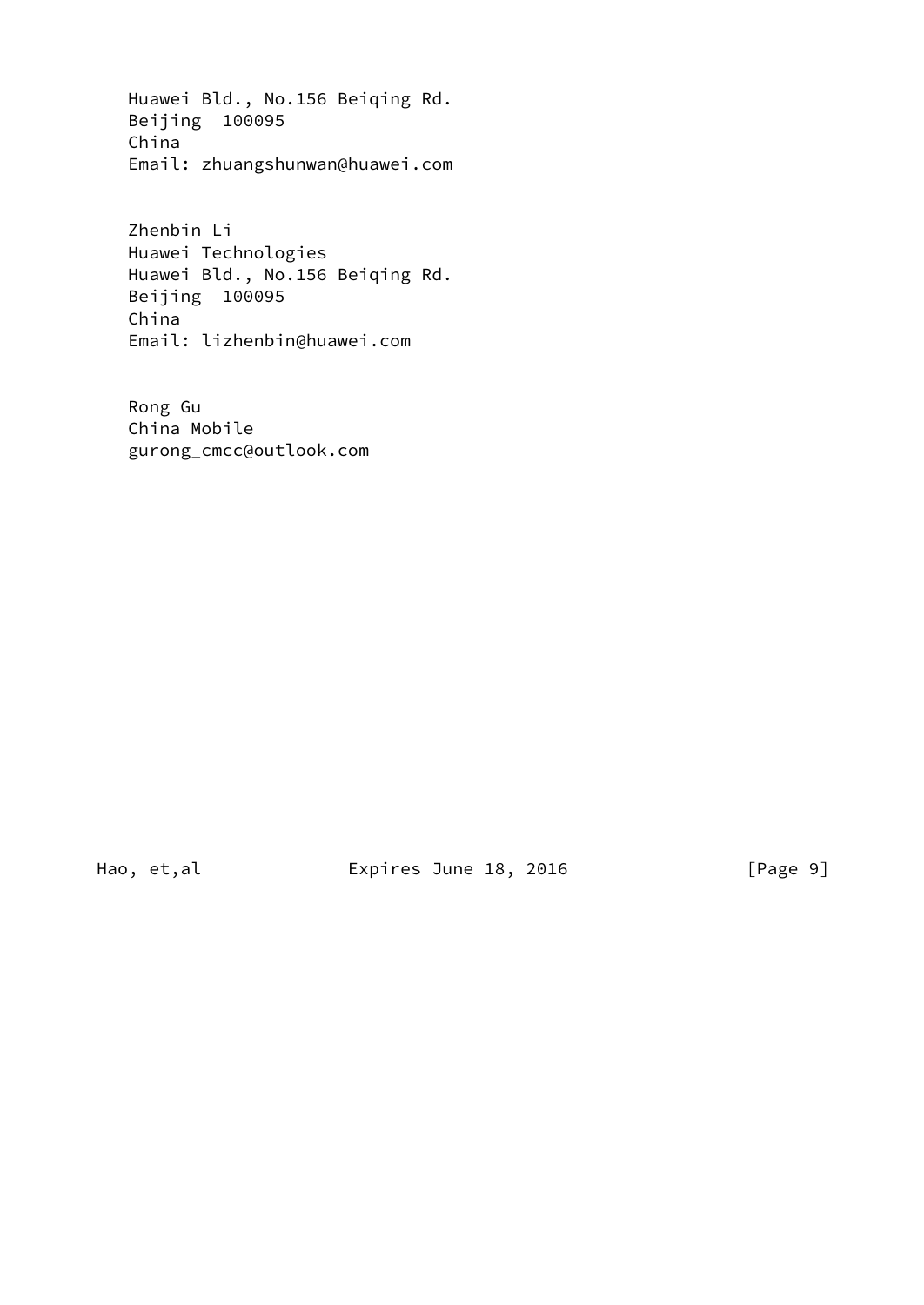Huawei Bld., No.156 Beiqing Rd.
Beijing  100095
China
Email: zhuangshunwan@huawei.com

Zhenbin Li
Huawei Technologies
Huawei Bld., No.156 Beiqing Rd.
Beijing  100095
China
Email: lizhenbin@huawei.com

Rong Gu
China Mobile
gurong_cmcc@outlook.com